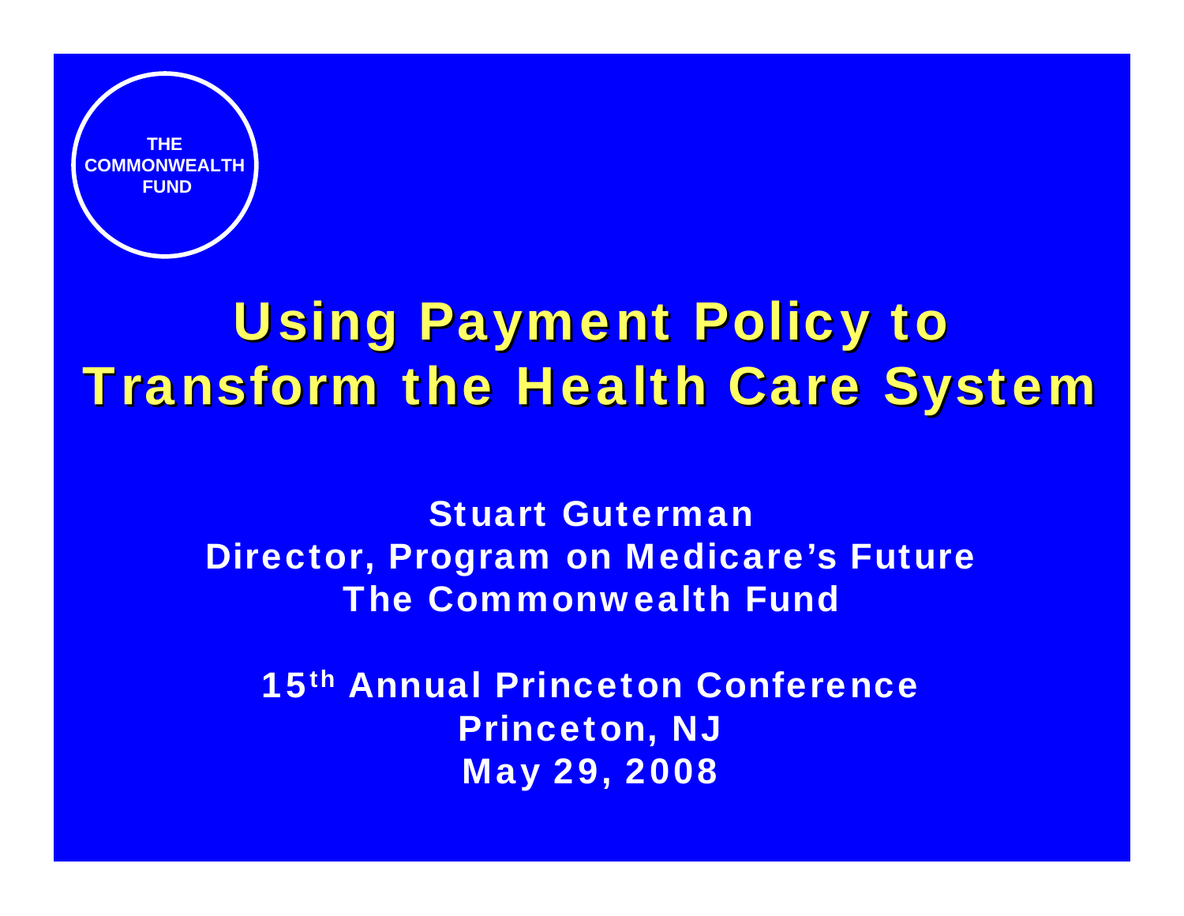THE COMMONWEALTH FUND

# Using Payment Policy to Transform the Health Care System

**Stuart Guterman**
**Director, Program on Medicare's Future**
**The Commonwealth Fund**

**15th Annual Princeton Conference**
**Princeton, NJ**
**May 29, 2008**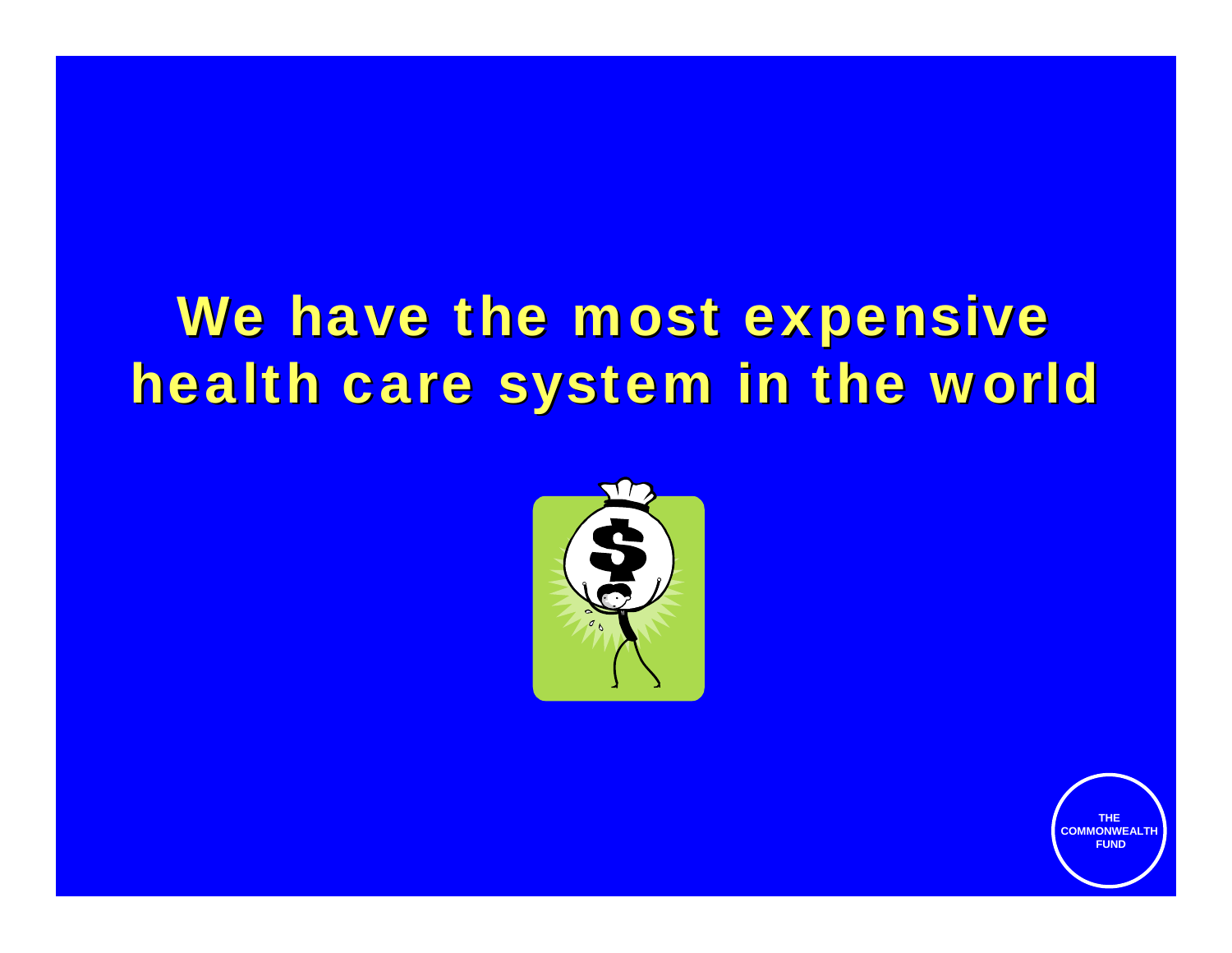# We have the most expensive health care system in the world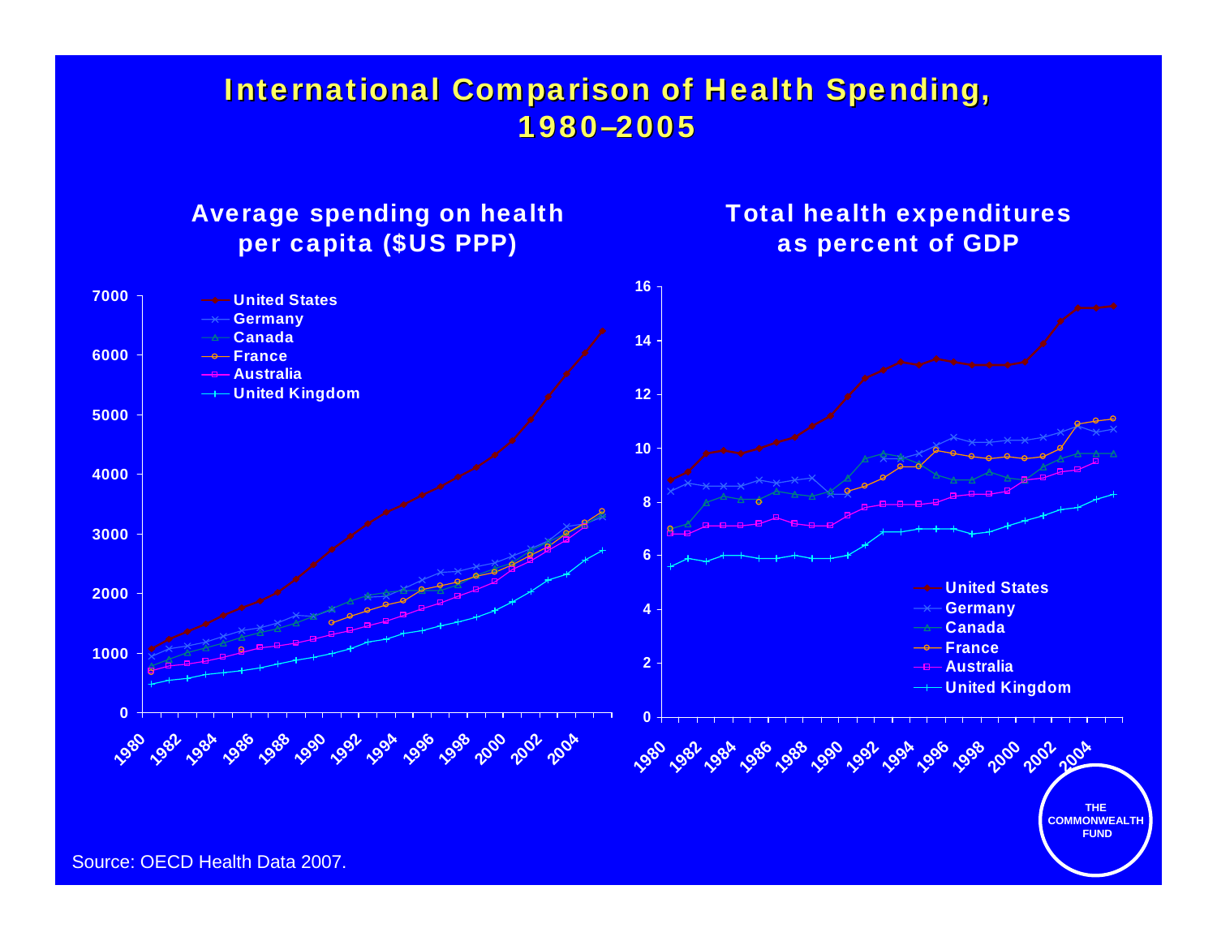# International Comparison of Health Spending, 1980–2005

## Average spending on health per capita ($US PPP)

United States
Germany
Canada
France
Australia
United Kingdom

## Total health expenditures as percent of GDP

United States
Germany
Canada
France
Australia
United Kingdom

Source: OECD Health Data 2007.

THE COMMONWEALTH FUND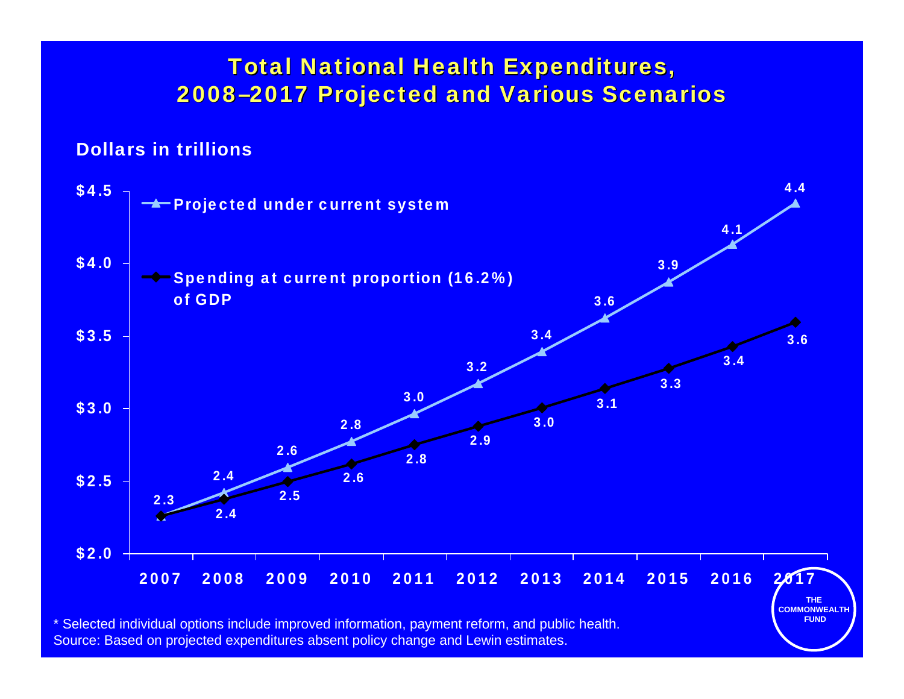# Total National Health Expenditures, 2008–2017 Projected and Various Scenarios

Dollars in trillions

| Year | Projected under current system | Spending at current proportion (16.2%) of GDP |
|---|---|---|
| 2007 | 2.3 | 2.3 |
| 2008 | 2.4 | 2.4 |
| 2009 | 2.6 | 2.5 |
| 2010 | 2.8 | 2.6 |
| 2011 | 3.0 | 2.8 |
| 2012 | 3.2 | 2.9 |
| 2013 | 3.4 | 3.0 |
| 2014 | 3.6 | 3.1 |
| 2015 | 3.9 | 3.3 |
| 2016 | 4.1 | 3.4 |
| 2017 | 4.4 | 3.6 |

\* Selected individual options include improved information, payment reform, and public health.
Source: Based on projected expenditures absent policy change and Lewin estimates.

THE COMMONWEALTH FUND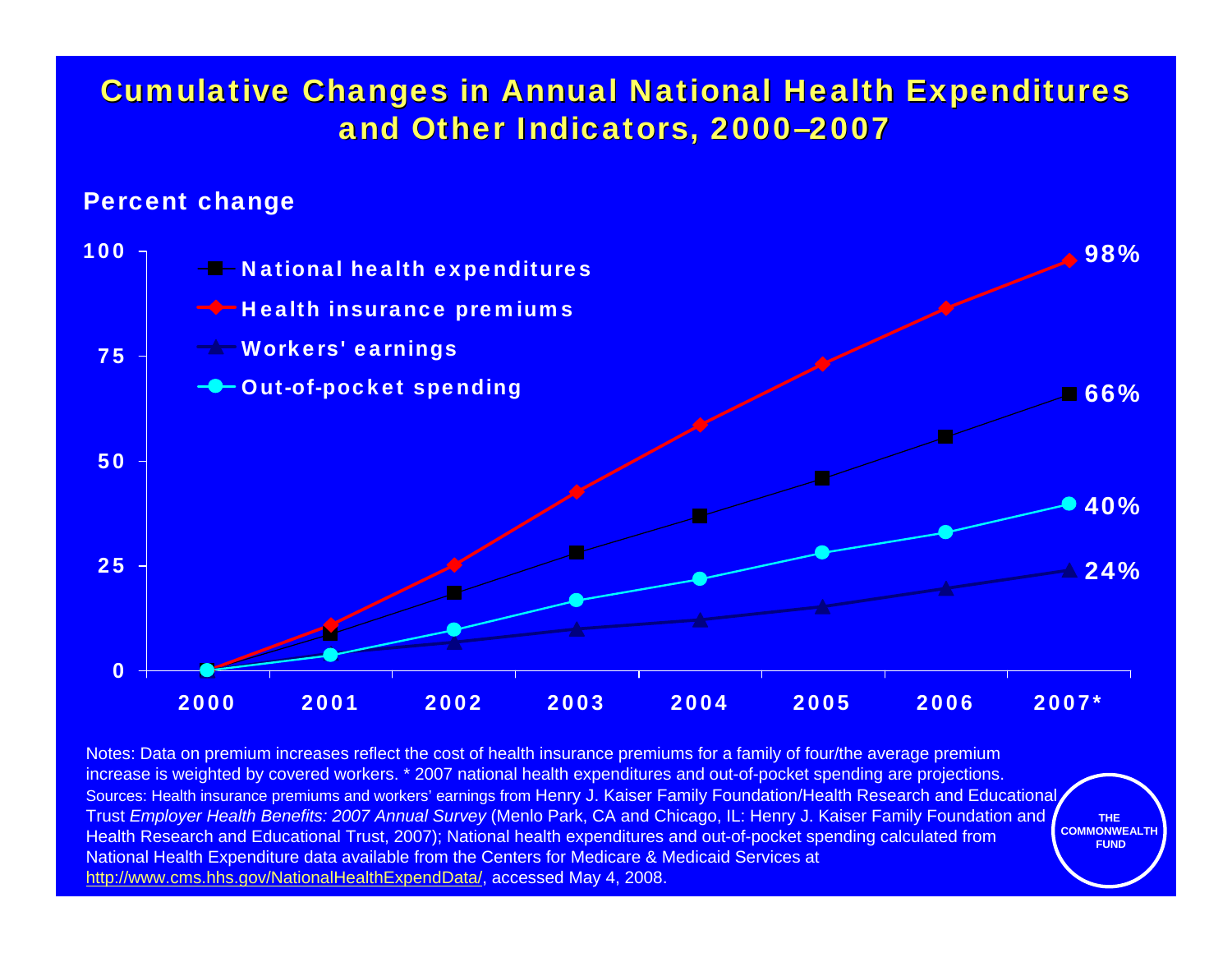# Cumulative Changes in Annual National Health Expenditures and Other Indicators, 2000–2007

Percent change

| Year | National health expenditures | Health insurance premiums | Workers' earnings | Out-of-pocket spending |
|---|---|---|---|---|
| 2000 | 0 | 0 | 0 | 0 |
| 2001 | | | | |
| 2002 | | | | |
| 2003 | | | | |
| 2004 | | | | |
| 2005 | | | | |
| 2006 | | | | |
| 2007* | 66% | 98% | 24% | 40% |

Notes: Data on premium increases reflect the cost of health insurance premiums for a family of four/the average premium increase is weighted by covered workers. * 2007 national health expenditures and out-of-pocket spending are projections.

Sources: Health insurance premiums and workers' earnings from Henry J. Kaiser Family Foundation/Health Research and Educational Trust *Employer Health Benefits: 2007 Annual Survey* (Menlo Park, CA and Chicago, IL: Henry J. Kaiser Family Foundation and Health Research and Educational Trust, 2007); National health expenditures and out-of-pocket spending calculated from National Health Expenditure data available from the Centers for Medicare & Medicaid Services at http://www.cms.hhs.gov/NationalHealthExpendData/, accessed May 4, 2008.

THE COMMONWEALTH FUND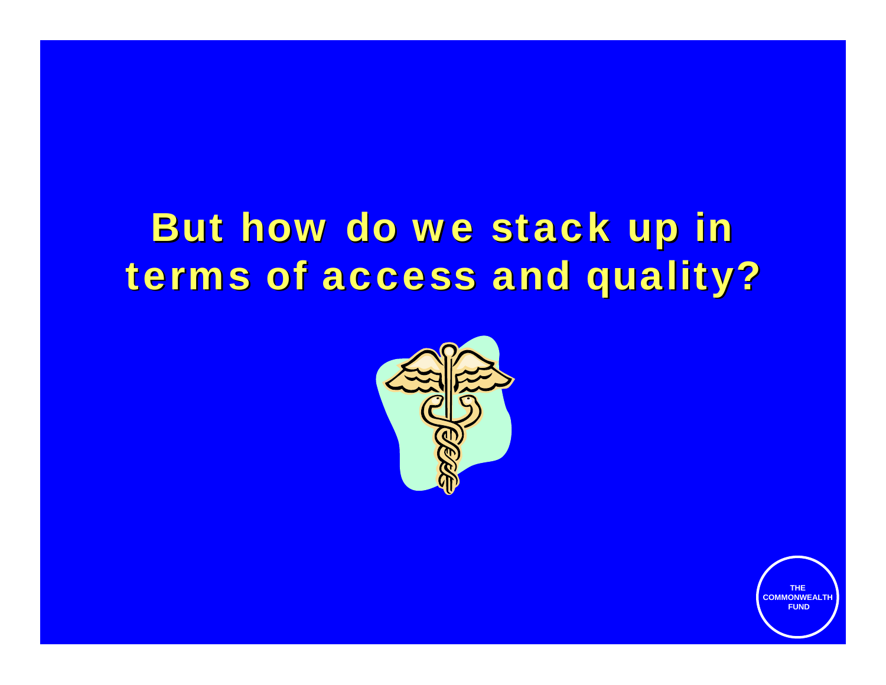# But how do we stack up in terms of access and quality?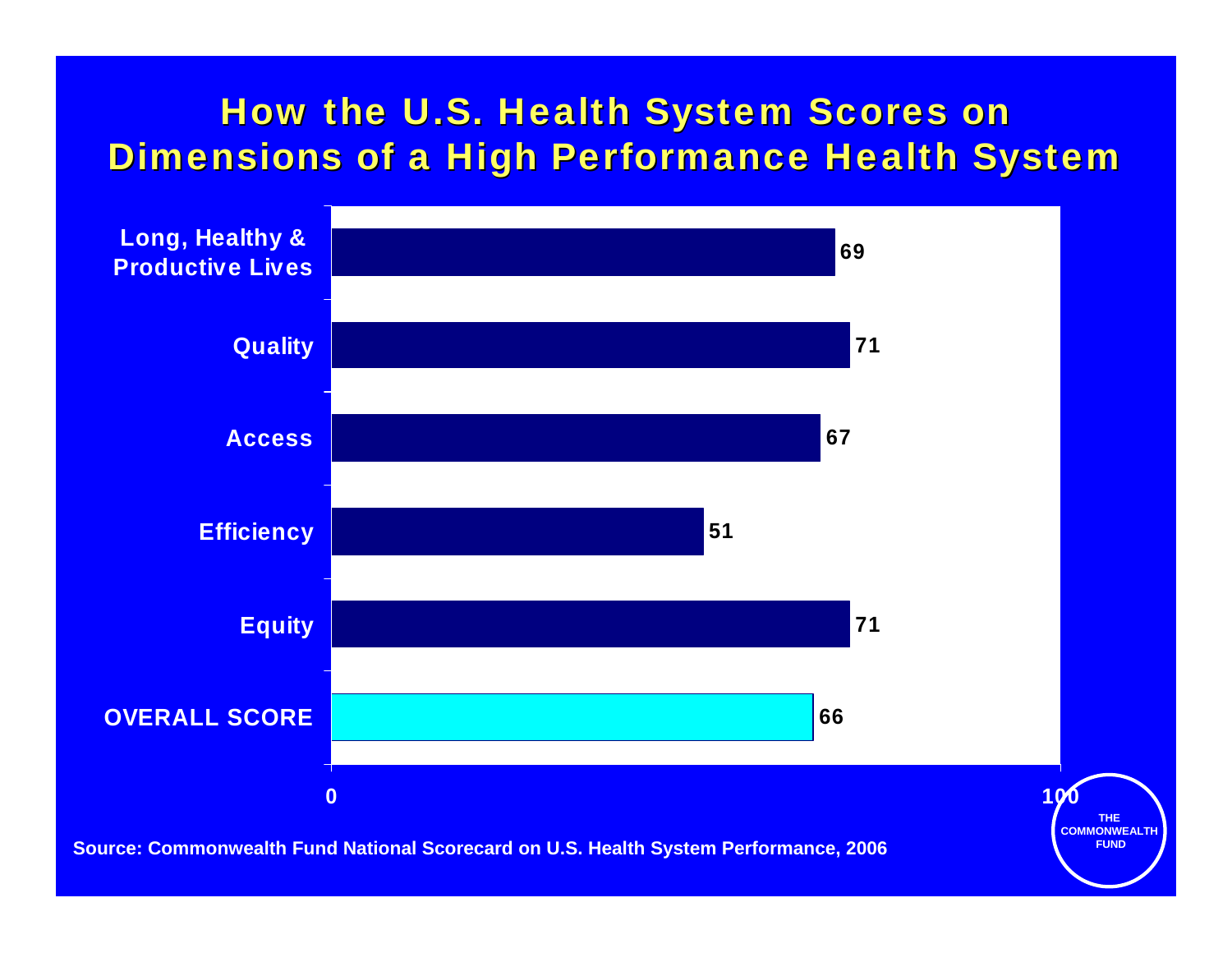# How the U.S. Health System Scores on Dimensions of a High Performance Health System

| Dimension | Score |
|---|---|
| Long, Healthy & Productive Lives | 69 |
| Quality | 71 |
| Access | 67 |
| Efficiency | 51 |
| Equity | 71 |
| OVERALL SCORE | 66 |

Scale: 0 to 100

**Source: Commonwealth Fund National Scorecard on U.S. Health System Performance, 2006**

THE COMMONWEALTH FUND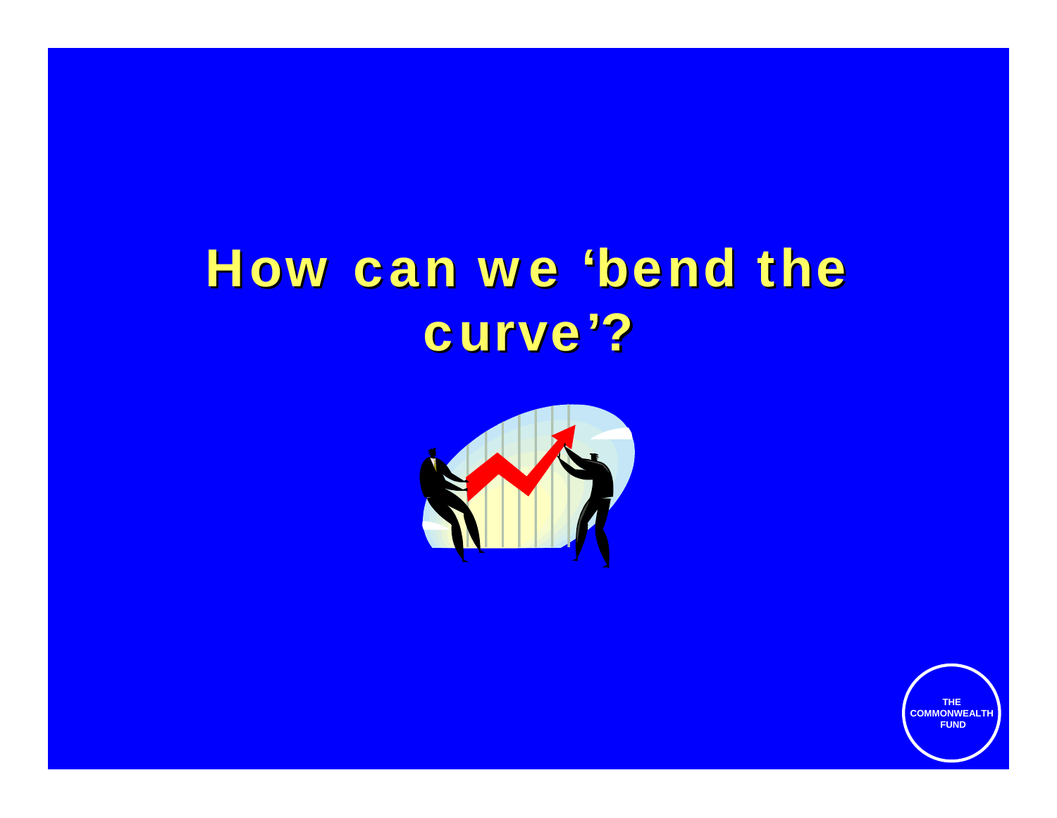# How can we 'bend the curve'?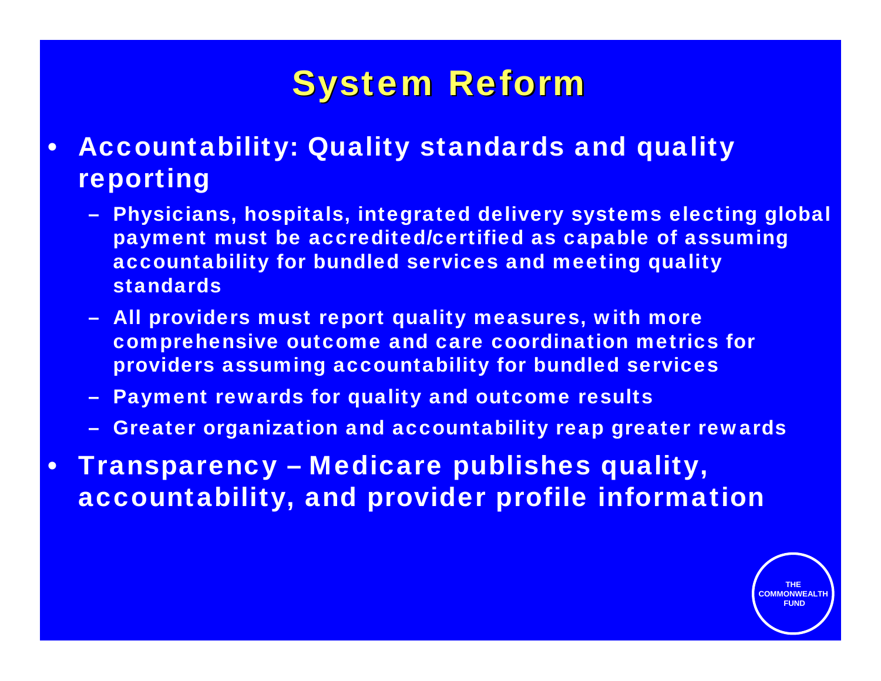# System Reform

- **Accountability: Quality standards and quality reporting**
  - Physicians, hospitals, integrated delivery systems electing global payment must be accredited/certified as capable of assuming accountability for bundled services and meeting quality standards
  - All providers must report quality measures, with more comprehensive outcome and care coordination metrics for providers assuming accountability for bundled services
  - Payment rewards for quality and outcome results
  - Greater organization and accountability reap greater rewards
- **Transparency – Medicare publishes quality, accountability, and provider profile information**

THE COMMONWEALTH FUND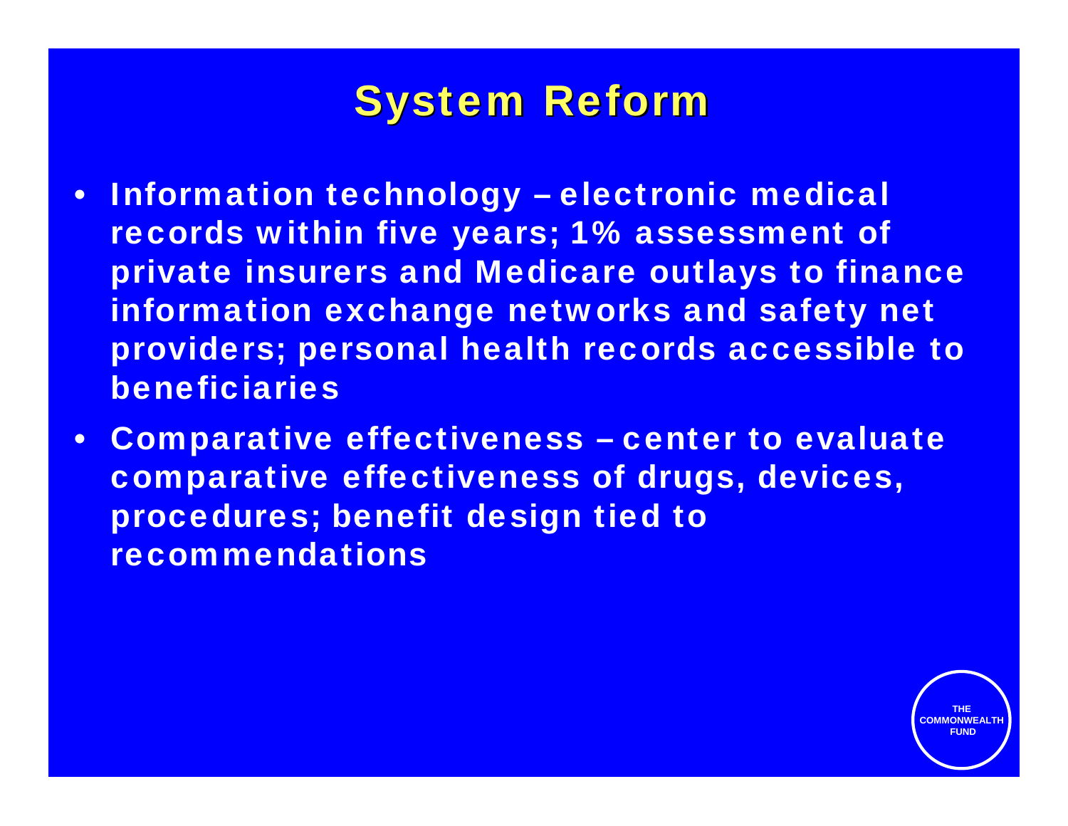# System Reform

- Information technology – electronic medical records within five years; 1% assessment of private insurers and Medicare outlays to finance information exchange networks and safety net providers; personal health records accessible to beneficiaries
- Comparative effectiveness – center to evaluate comparative effectiveness of drugs, devices, procedures; benefit design tied to recommendations

THE COMMONWEALTH FUND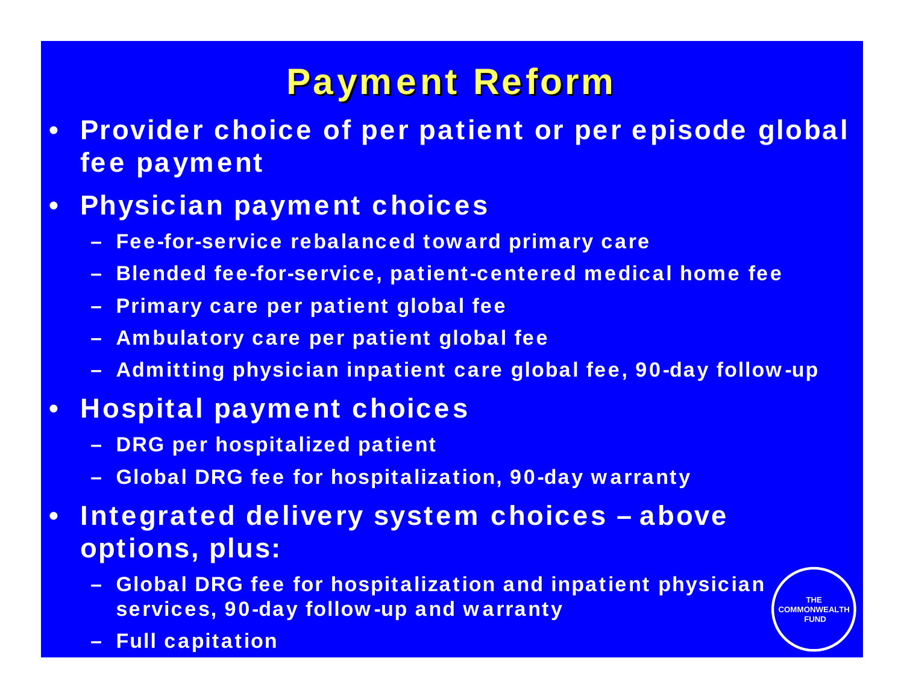# Payment Reform

- Provider choice of per patient or per episode global fee payment
- Physician payment choices
  - Fee-for-service rebalanced toward primary care
  - Blended fee-for-service, patient-centered medical home fee
  - Primary care per patient global fee
  - Ambulatory care per patient global fee
  - Admitting physician inpatient care global fee, 90-day follow-up
- Hospital payment choices
  - DRG per hospitalized patient
  - Global DRG fee for hospitalization, 90-day warranty
- Integrated delivery system choices – above options, plus:
  - Global DRG fee for hospitalization and inpatient physician services, 90-day follow-up and warranty
  - Full capitation

THE COMMONWEALTH FUND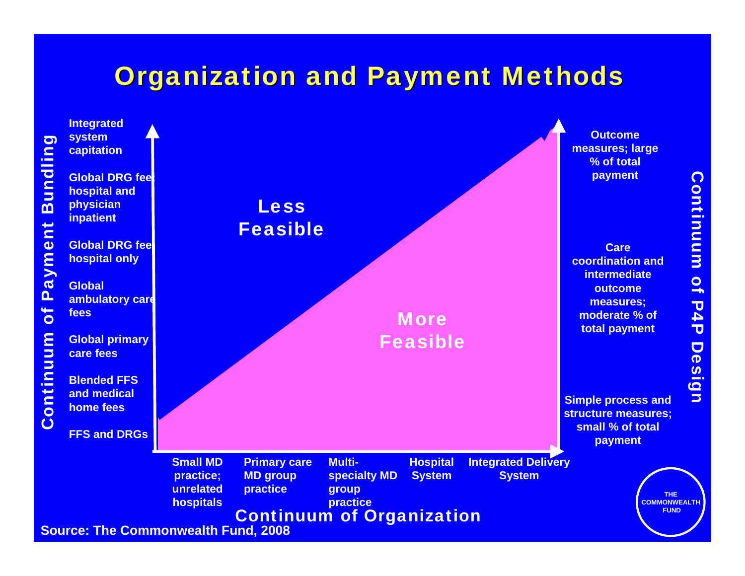# Organization and Payment Methods

**Continuum of Payment Bundling**

- Integrated system capitation
- Global DRG fee: hospital and physician inpatient
- Global DRG fee: hospital only
- Global ambulatory care fees
- Global primary care fees
- Blended FFS and medical home fees
- FFS and DRGs

**Less Feasible**

**More Feasible**

**Continuum of P4P Design**

- Outcome measures; large % of total payment
- Care coordination and intermediate outcome measures; moderate % of total payment
- Simple process and structure measures; small % of total payment

**Continuum of Organization**

- Small MD practice; unrelated hospitals
- Primary care MD group practice
- Multi-specialty MD group practice
- Hospital System
- Integrated Delivery System

Source: The Commonwealth Fund, 2008

THE COMMONWEALTH FUND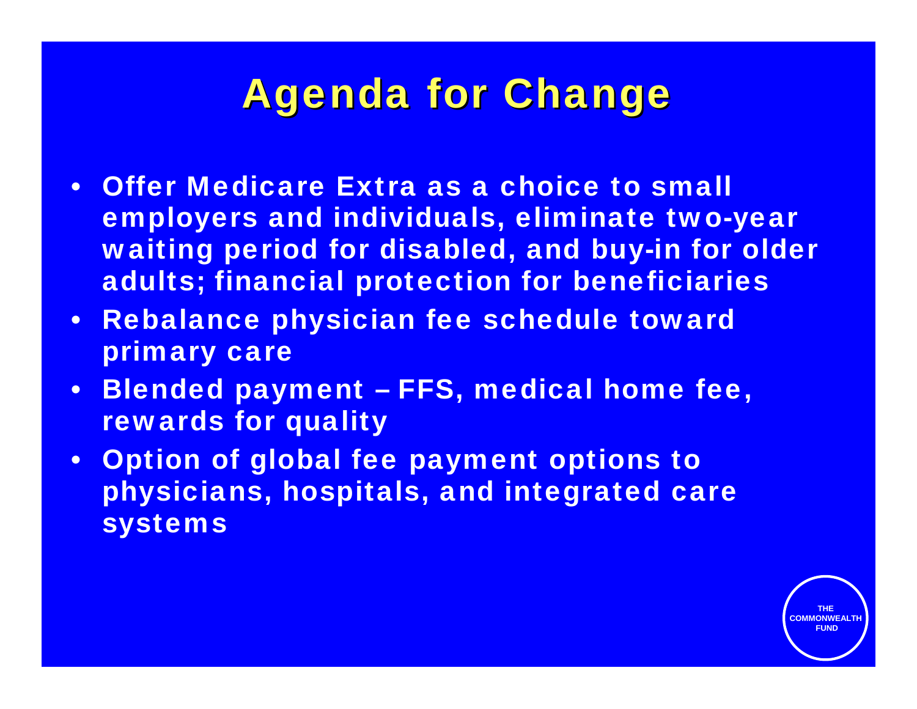# Agenda for Change

- Offer Medicare Extra as a choice to small employers and individuals, eliminate two-year waiting period for disabled, and buy-in for older adults; financial protection for beneficiaries
- Rebalance physician fee schedule toward primary care
- Blended payment – FFS, medical home fee, rewards for quality
- Option of global fee payment options to physicians, hospitals, and integrated care systems

THE COMMONWEALTH FUND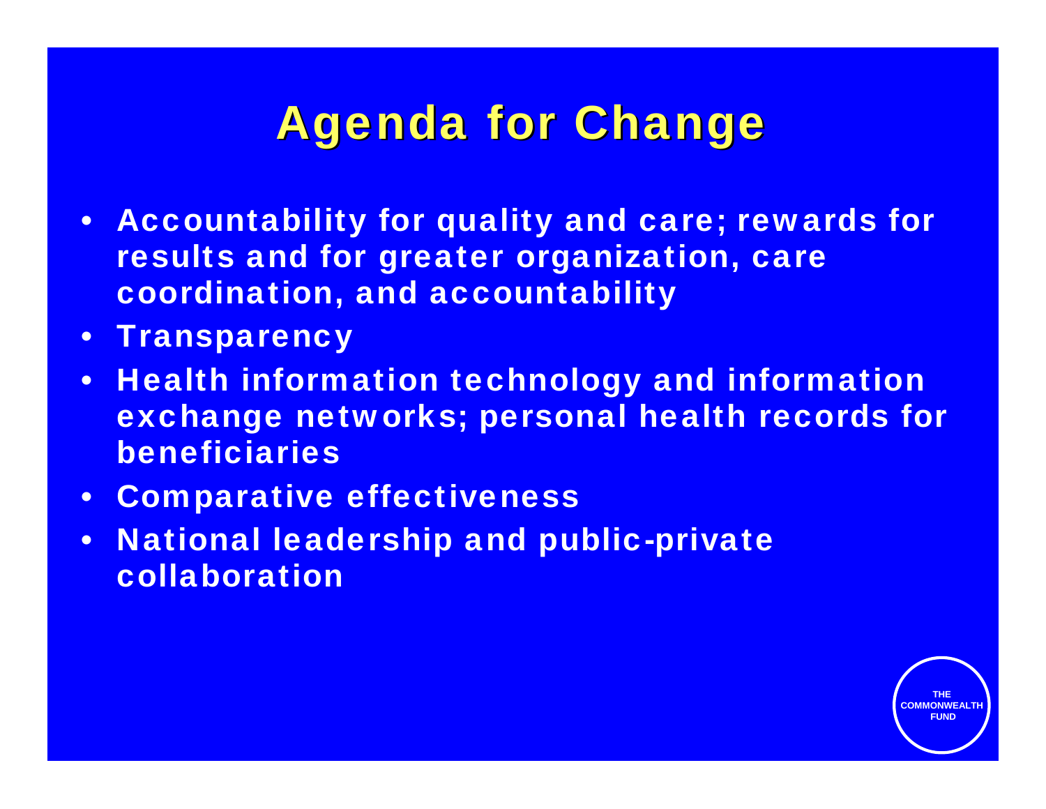# Agenda for Change

- Accountability for quality and care; rewards for results and for greater organization, care coordination, and accountability
- Transparency
- Health information technology and information exchange networks; personal health records for beneficiaries
- Comparative effectiveness
- National leadership and public-private collaboration

THE COMMONWEALTH FUND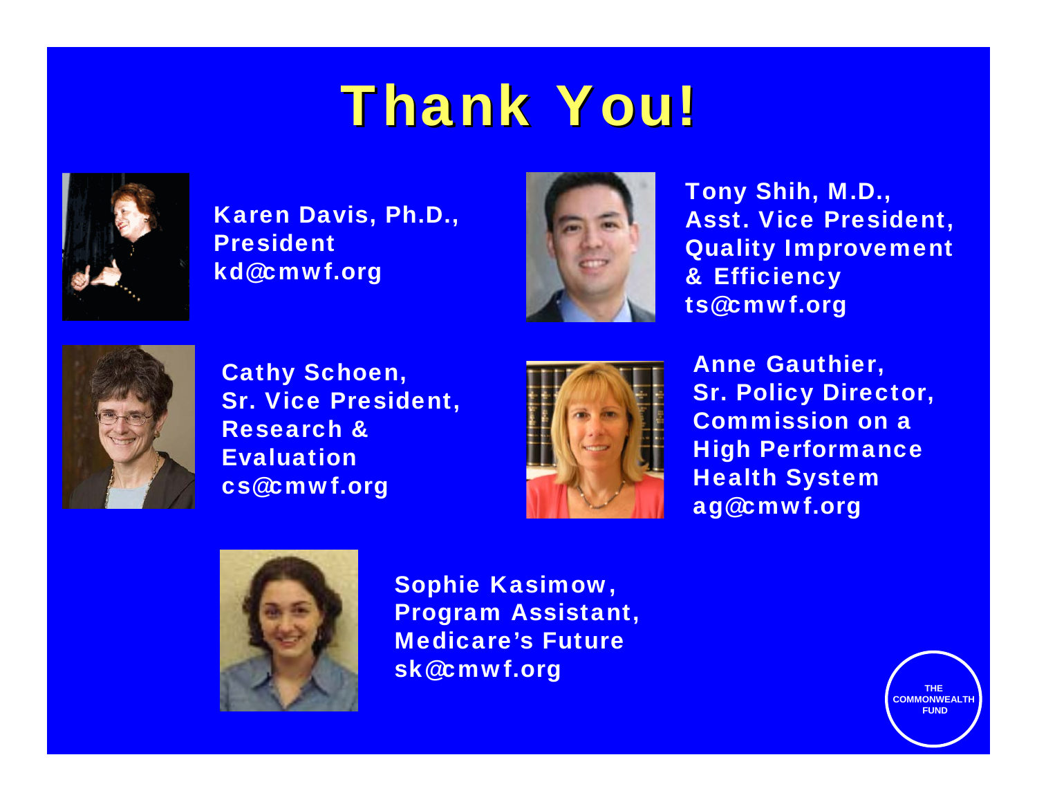# Thank You!

**Karen Davis, Ph.D.,**
**President**
**kd@cmwf.org**

**Tony Shih, M.D.,**
**Asst. Vice President,**
**Quality Improvement & Efficiency**
**ts@cmwf.org**

**Cathy Schoen,**
**Sr. Vice President,**
**Research & Evaluation**
**cs@cmwf.org**

**Anne Gauthier,**
**Sr. Policy Director,**
**Commission on a High Performance Health System**
**ag@cmwf.org**

**Sophie Kasimow,**
**Program Assistant,**
**Medicare's Future**
**sk@cmwf.org**

THE COMMONWEALTH FUND